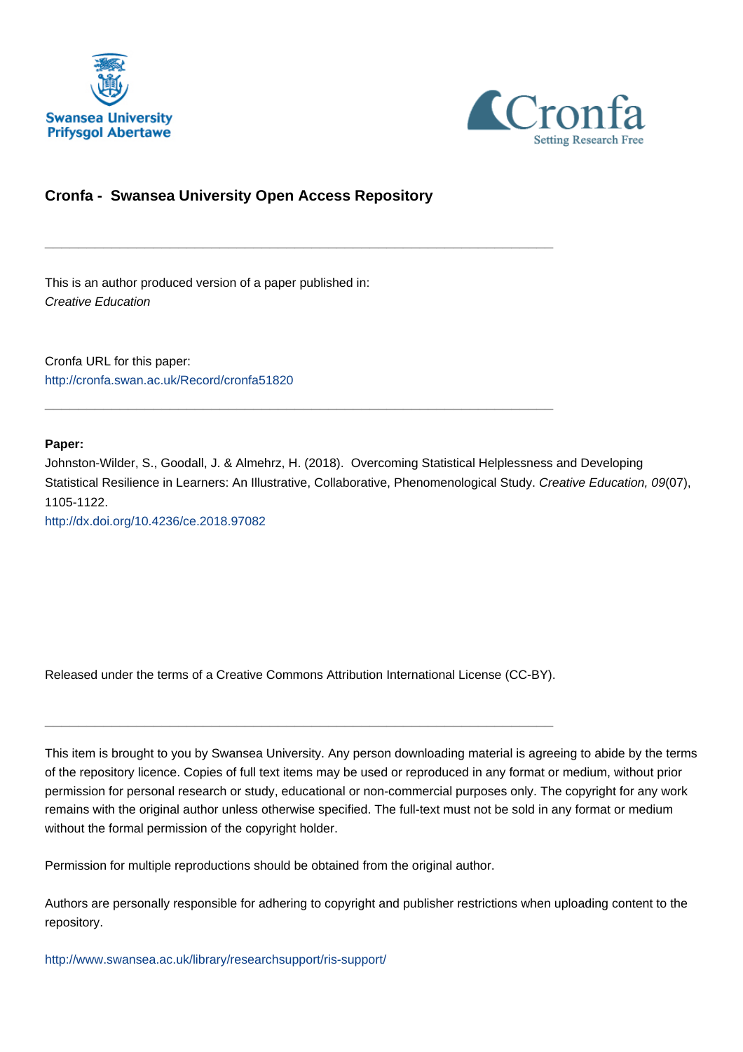Swansea University
Prifysgol Abertawe

Cronfa
Setting Research Free

## Cronfa - Swansea University Open Access Repository

---

This is an author produced version of a paper published in:
*Creative Education*

Cronfa URL for this paper:
http://cronfa.swan.ac.uk/Record/cronfa51820

---

**Paper:**

Johnston-Wilder, S., Goodall, J. & Almehrz, H. (2018). Overcoming Statistical Helplessness and Developing Statistical Resilience in Learners: An Illustrative, Collaborative, Phenomenological Study. *Creative Education, 09*(07), 1105-1122.

http://dx.doi.org/10.4236/ce.2018.97082

Released under the terms of a Creative Commons Attribution International License (CC-BY).

---

This item is brought to you by Swansea University. Any person downloading material is agreeing to abide by the terms of the repository licence. Copies of full text items may be used or reproduced in any format or medium, without prior permission for personal research or study, educational or non-commercial purposes only. The copyright for any work remains with the original author unless otherwise specified. The full-text must not be sold in any format or medium without the formal permission of the copyright holder.

Permission for multiple reproductions should be obtained from the original author.

Authors are personally responsible for adhering to copyright and publisher restrictions when uploading content to the repository.

http://www.swansea.ac.uk/library/researchsupport/ris-support/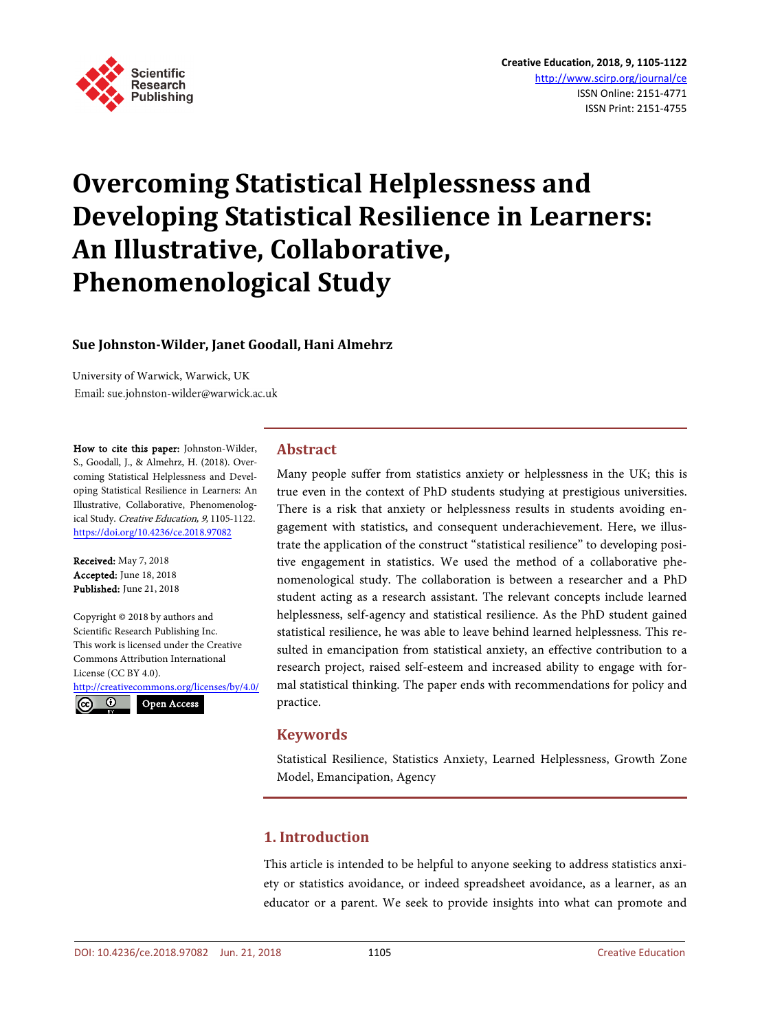# Overcoming Statistical Helplessness and Developing Statistical Resilience in Learners: An Illustrative, Collaborative, Phenomenological Study

**Sue Johnston-Wilder, Janet Goodall, Hani Almehrz**

University of Warwick, Warwick, UK
Email: sue.johnston-wilder@warwick.ac.uk

**How to cite this paper:** Johnston-Wilder, S., Goodall, J., & Almehrz, H. (2018). Overcoming Statistical Helplessness and Developing Statistical Resilience in Learners: An Illustrative, Collaborative, Phenomenological Study. *Creative Education, 9,* 1105-1122.
https://doi.org/10.4236/ce.2018.97082

**Received:** May 7, 2018
**Accepted:** June 18, 2018
**Published:** June 21, 2018

Copyright © 2018 by authors and Scientific Research Publishing Inc.
This work is licensed under the Creative Commons Attribution International License (CC BY 4.0).
http://creativecommons.org/licenses/by/4.0/

Open Access

## Abstract

Many people suffer from statistics anxiety or helplessness in the UK; this is true even in the context of PhD students studying at prestigious universities. There is a risk that anxiety or helplessness results in students avoiding engagement with statistics, and consequent underachievement. Here, we illustrate the application of the construct "statistical resilience" to developing positive engagement in statistics. We used the method of a collaborative phenomenological study. The collaboration is between a researcher and a PhD student acting as a research assistant. The relevant concepts include learned helplessness, self-agency and statistical resilience. As the PhD student gained statistical resilience, he was able to leave behind learned helplessness. This resulted in emancipation from statistical anxiety, an effective contribution to a research project, raised self-esteem and increased ability to engage with formal statistical thinking. The paper ends with recommendations for policy and practice.

## Keywords

Statistical Resilience, Statistics Anxiety, Learned Helplessness, Growth Zone Model, Emancipation, Agency

## 1. Introduction

This article is intended to be helpful to anyone seeking to address statistics anxiety or statistics avoidance, or indeed spreadsheet avoidance, as a learner, as an educator or a parent. We seek to provide insights into what can promote and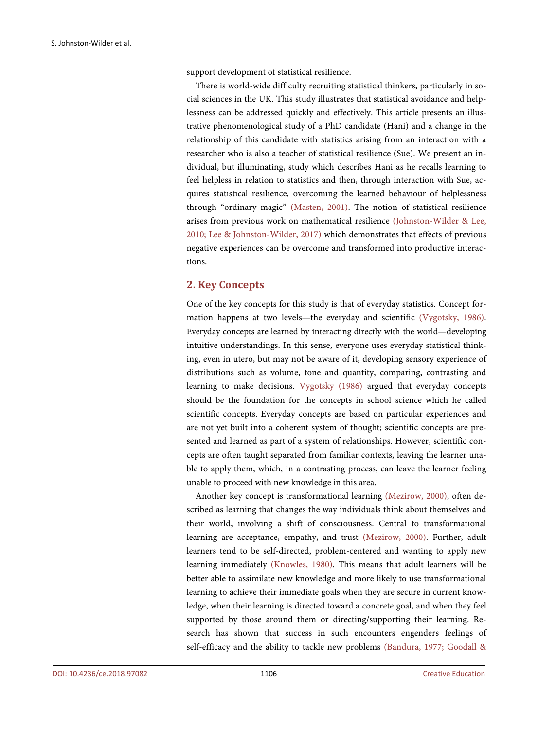support development of statistical resilience.

There is world-wide difficulty recruiting statistical thinkers, particularly in social sciences in the UK. This study illustrates that statistical avoidance and helplessness can be addressed quickly and effectively. This article presents an illustrative phenomenological study of a PhD candidate (Hani) and a change in the relationship of this candidate with statistics arising from an interaction with a researcher who is also a teacher of statistical resilience (Sue). We present an individual, but illuminating, study which describes Hani as he recalls learning to feel helpless in relation to statistics and then, through interaction with Sue, acquires statistical resilience, overcoming the learned behaviour of helplessness through "ordinary magic" (Masten, 2001). The notion of statistical resilience arises from previous work on mathematical resilience (Johnston-Wilder & Lee, 2010; Lee & Johnston-Wilder, 2017) which demonstrates that effects of previous negative experiences can be overcome and transformed into productive interactions.

## 2. Key Concepts

One of the key concepts for this study is that of everyday statistics. Concept formation happens at two levels—the everyday and scientific (Vygotsky, 1986). Everyday concepts are learned by interacting directly with the world—developing intuitive understandings. In this sense, everyone uses everyday statistical thinking, even in utero, but may not be aware of it, developing sensory experience of distributions such as volume, tone and quantity, comparing, contrasting and learning to make decisions. Vygotsky (1986) argued that everyday concepts should be the foundation for the concepts in school science which he called scientific concepts. Everyday concepts are based on particular experiences and are not yet built into a coherent system of thought; scientific concepts are presented and learned as part of a system of relationships. However, scientific concepts are often taught separated from familiar contexts, leaving the learner unable to apply them, which, in a contrasting process, can leave the learner feeling unable to proceed with new knowledge in this area.

Another key concept is transformational learning (Mezirow, 2000), often described as learning that changes the way individuals think about themselves and their world, involving a shift of consciousness. Central to transformational learning are acceptance, empathy, and trust (Mezirow, 2000). Further, adult learners tend to be self-directed, problem-centered and wanting to apply new learning immediately (Knowles, 1980). This means that adult learners will be better able to assimilate new knowledge and more likely to use transformational learning to achieve their immediate goals when they are secure in current knowledge, when their learning is directed toward a concrete goal, and when they feel supported by those around them or directing/supporting their learning. Research has shown that success in such encounters engenders feelings of self-efficacy and the ability to tackle new problems (Bandura, 1977; Goodall &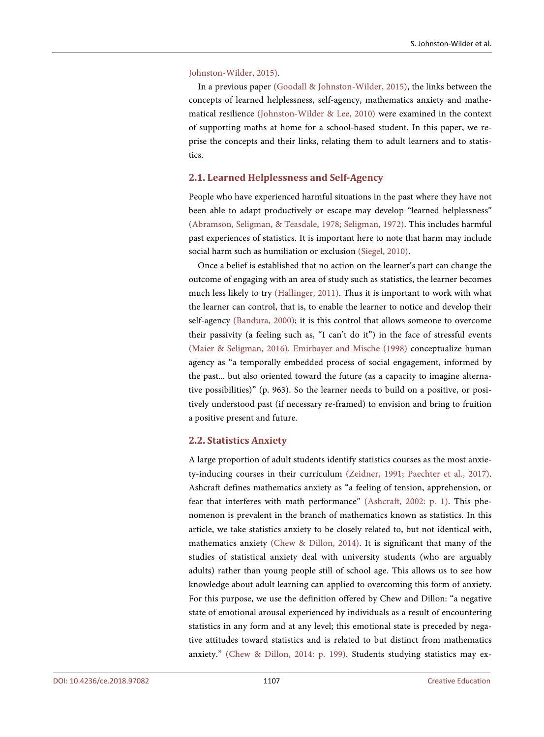Johnston-Wilder, 2015).

In a previous paper (Goodall & Johnston-Wilder, 2015), the links between the concepts of learned helplessness, self-agency, mathematics anxiety and mathematical resilience (Johnston-Wilder & Lee, 2010) were examined in the context of supporting maths at home for a school-based student. In this paper, we reprise the concepts and their links, relating them to adult learners and to statistics.

## 2.1. Learned Helplessness and Self-Agency

People who have experienced harmful situations in the past where they have not been able to adapt productively or escape may develop "learned helplessness" (Abramson, Seligman, & Teasdale, 1978; Seligman, 1972). This includes harmful past experiences of statistics. It is important here to note that harm may include social harm such as humiliation or exclusion (Siegel, 2010).

Once a belief is established that no action on the learner's part can change the outcome of engaging with an area of study such as statistics, the learner becomes much less likely to try (Hallinger, 2011). Thus it is important to work with what the learner can control, that is, to enable the learner to notice and develop their self-agency (Bandura, 2000); it is this control that allows someone to overcome their passivity (a feeling such as, "I can't do it") in the face of stressful events (Maier & Seligman, 2016). Emirbayer and Mische (1998) conceptualize human agency as "a temporally embedded process of social engagement, informed by the past... but also oriented toward the future (as a capacity to imagine alternative possibilities)" (p. 963). So the learner needs to build on a positive, or positively understood past (if necessary re-framed) to envision and bring to fruition a positive present and future.

## 2.2. Statistics Anxiety

A large proportion of adult students identify statistics courses as the most anxiety-inducing courses in their curriculum (Zeidner, 1991; Paechter et al., 2017). Ashcraft defines mathematics anxiety as "a feeling of tension, apprehension, or fear that interferes with math performance" (Ashcraft, 2002: p. 1). This phenomenon is prevalent in the branch of mathematics known as statistics. In this article, we take statistics anxiety to be closely related to, but not identical with, mathematics anxiety (Chew & Dillon, 2014). It is significant that many of the studies of statistical anxiety deal with university students (who are arguably adults) rather than young people still of school age. This allows us to see how knowledge about adult learning can applied to overcoming this form of anxiety. For this purpose, we use the definition offered by Chew and Dillon: "a negative state of emotional arousal experienced by individuals as a result of encountering statistics in any form and at any level; this emotional state is preceded by negative attitudes toward statistics and is related to but distinct from mathematics anxiety." (Chew & Dillon, 2014: p. 199). Students studying statistics may ex-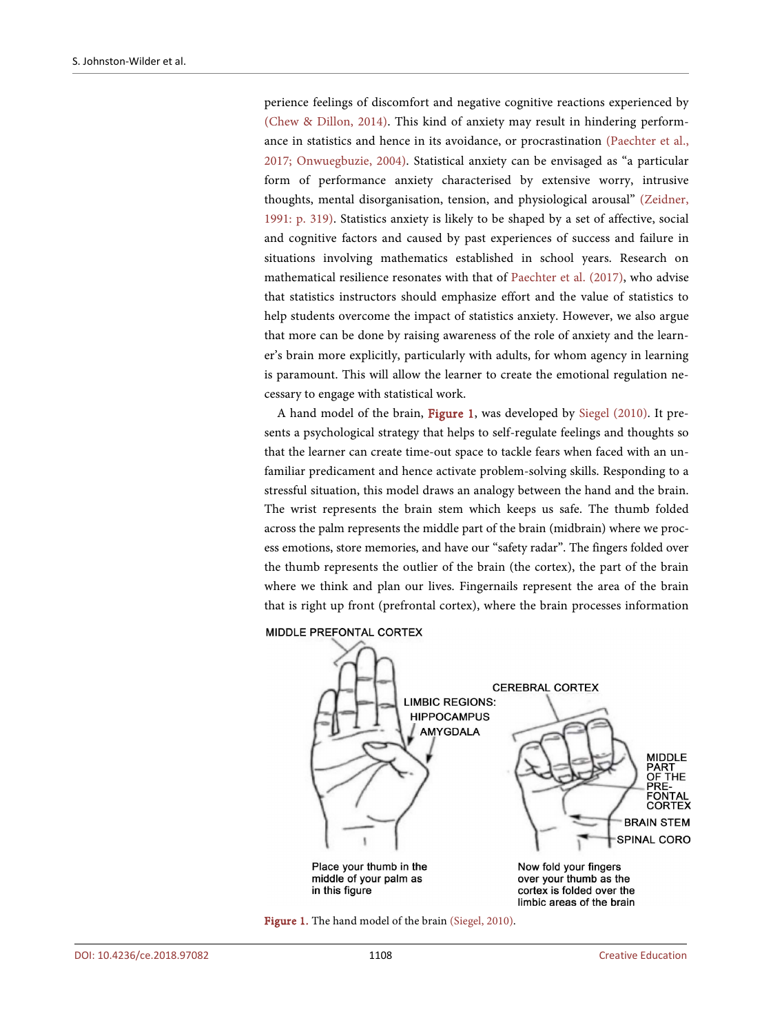perience feelings of discomfort and negative cognitive reactions experienced by (Chew & Dillon, 2014). This kind of anxiety may result in hindering performance in statistics and hence in its avoidance, or procrastination (Paechter et al., 2017; Onwuegbuzie, 2004). Statistical anxiety can be envisaged as "a particular form of performance anxiety characterised by extensive worry, intrusive thoughts, mental disorganisation, tension, and physiological arousal" (Zeidner, 1991: p. 319). Statistics anxiety is likely to be shaped by a set of affective, social and cognitive factors and caused by past experiences of success and failure in situations involving mathematics established in school years. Research on mathematical resilience resonates with that of Paechter et al. (2017), who advise that statistics instructors should emphasize effort and the value of statistics to help students overcome the impact of statistics anxiety. However, we also argue that more can be done by raising awareness of the role of anxiety and the learner's brain more explicitly, particularly with adults, for whom agency in learning is paramount. This will allow the learner to create the emotional regulation necessary to engage with statistical work.

A hand model of the brain, Figure 1, was developed by Siegel (2010). It presents a psychological strategy that helps to self-regulate feelings and thoughts so that the learner can create time-out space to tackle fears when faced with an unfamiliar predicament and hence activate problem-solving skills. Responding to a stressful situation, this model draws an analogy between the hand and the brain. The wrist represents the brain stem which keeps us safe. The thumb folded across the palm represents the middle part of the brain (midbrain) where we process emotions, store memories, and have our "safety radar". The fingers folded over the thumb represents the outlier of the brain (the cortex), the part of the brain where we think and plan our lives. Fingernails represent the area of the brain that is right up front (prefrontal cortex), where the brain processes information

Figure 1. The hand model of the brain (Siegel, 2010).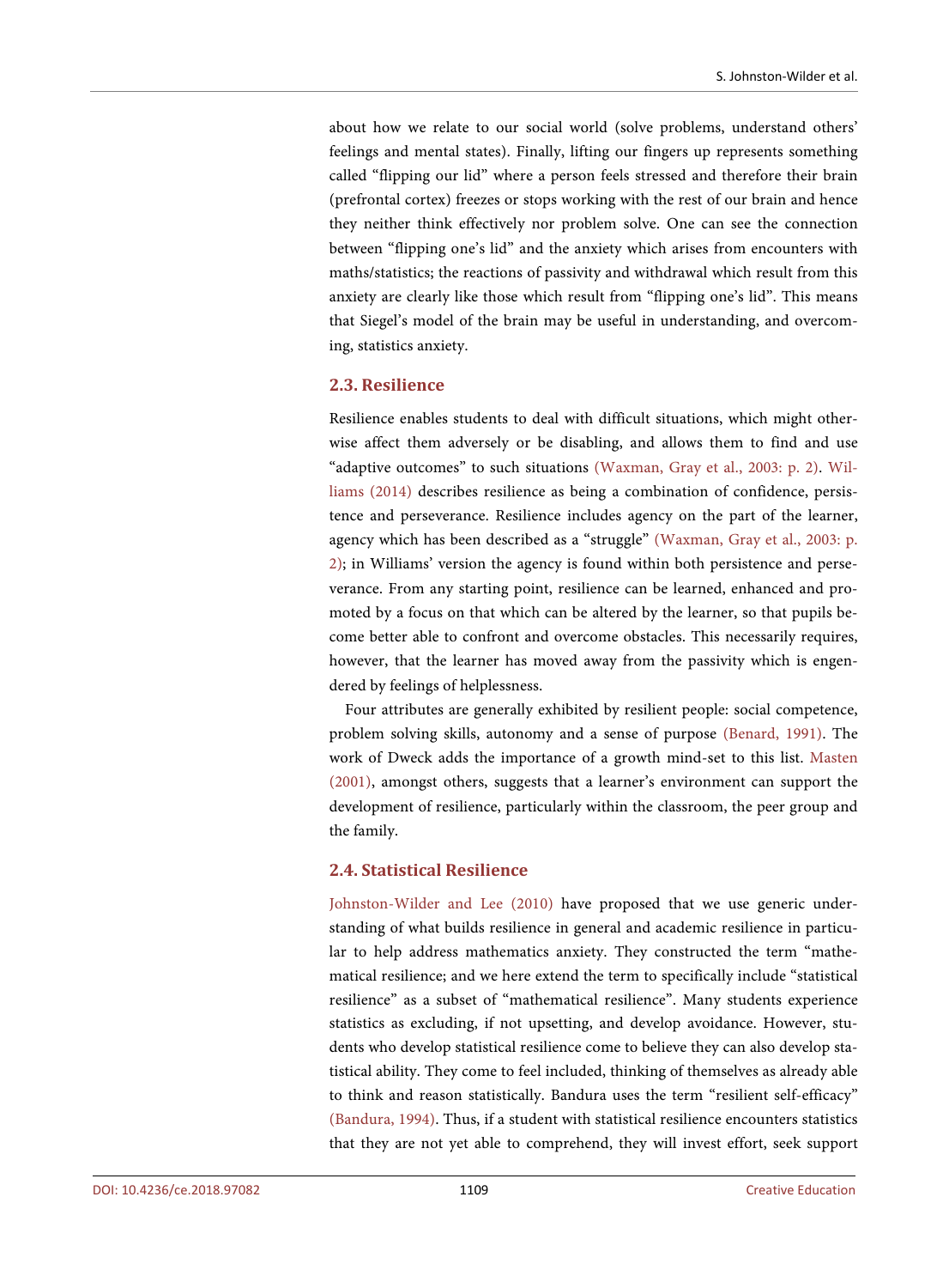about how we relate to our social world (solve problems, understand others' feelings and mental states). Finally, lifting our fingers up represents something called "flipping our lid" where a person feels stressed and therefore their brain (prefrontal cortex) freezes or stops working with the rest of our brain and hence they neither think effectively nor problem solve. One can see the connection between "flipping one's lid" and the anxiety which arises from encounters with maths/statistics; the reactions of passivity and withdrawal which result from this anxiety are clearly like those which result from "flipping one's lid". This means that Siegel's model of the brain may be useful in understanding, and overcoming, statistics anxiety.

## 2.3. Resilience

Resilience enables students to deal with difficult situations, which might otherwise affect them adversely or be disabling, and allows them to find and use "adaptive outcomes" to such situations (Waxman, Gray et al., 2003: p. 2). Williams (2014) describes resilience as being a combination of confidence, persistence and perseverance. Resilience includes agency on the part of the learner, agency which has been described as a "struggle" (Waxman, Gray et al., 2003: p. 2); in Williams' version the agency is found within both persistence and perseverance. From any starting point, resilience can be learned, enhanced and promoted by a focus on that which can be altered by the learner, so that pupils become better able to confront and overcome obstacles. This necessarily requires, however, that the learner has moved away from the passivity which is engendered by feelings of helplessness.

Four attributes are generally exhibited by resilient people: social competence, problem solving skills, autonomy and a sense of purpose (Benard, 1991). The work of Dweck adds the importance of a growth mind-set to this list. Masten (2001), amongst others, suggests that a learner's environment can support the development of resilience, particularly within the classroom, the peer group and the family.

## 2.4. Statistical Resilience

Johnston-Wilder and Lee (2010) have proposed that we use generic understanding of what builds resilience in general and academic resilience in particular to help address mathematics anxiety. They constructed the term "mathematical resilience; and we here extend the term to specifically include "statistical resilience" as a subset of "mathematical resilience". Many students experience statistics as excluding, if not upsetting, and develop avoidance. However, students who develop statistical resilience come to believe they can also develop statistical ability. They come to feel included, thinking of themselves as already able to think and reason statistically. Bandura uses the term "resilient self-efficacy" (Bandura, 1994). Thus, if a student with statistical resilience encounters statistics that they are not yet able to comprehend, they will invest effort, seek support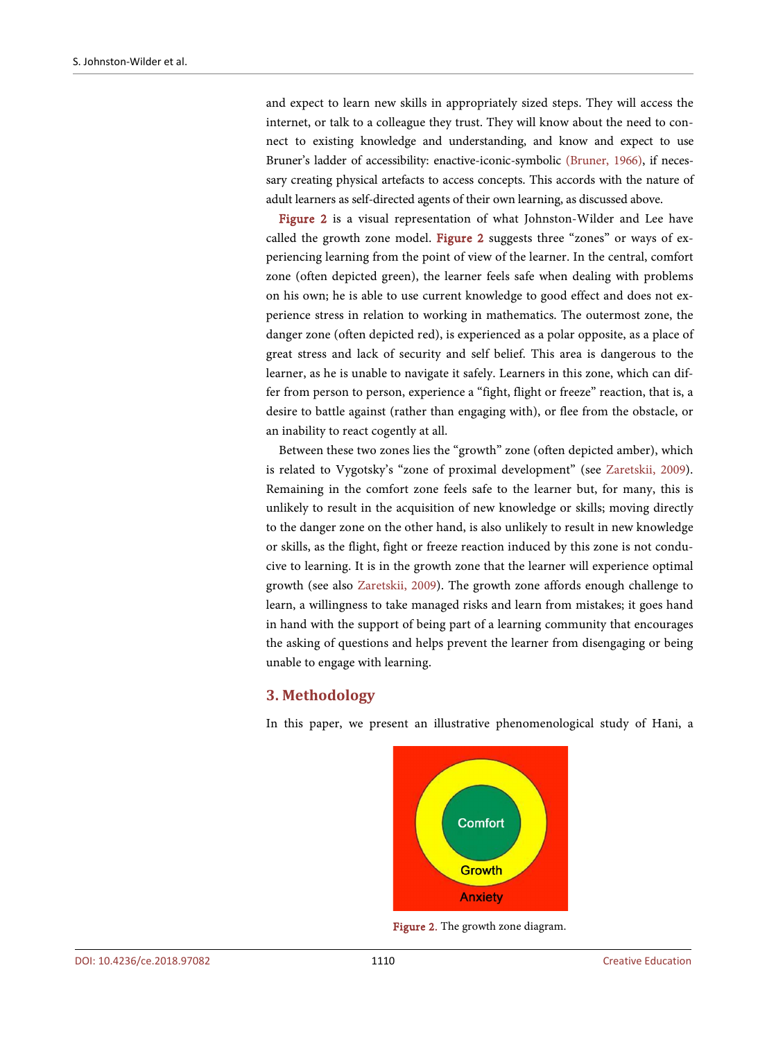and expect to learn new skills in appropriately sized steps. They will access the internet, or talk to a colleague they trust. They will know about the need to connect to existing knowledge and understanding, and know and expect to use Bruner's ladder of accessibility: enactive-iconic-symbolic (Bruner, 1966), if necessary creating physical artefacts to access concepts. This accords with the nature of adult learners as self-directed agents of their own learning, as discussed above.

Figure 2 is a visual representation of what Johnston-Wilder and Lee have called the growth zone model. Figure 2 suggests three "zones" or ways of experiencing learning from the point of view of the learner. In the central, comfort zone (often depicted green), the learner feels safe when dealing with problems on his own; he is able to use current knowledge to good effect and does not experience stress in relation to working in mathematics. The outermost zone, the danger zone (often depicted red), is experienced as a polar opposite, as a place of great stress and lack of security and self belief. This area is dangerous to the learner, as he is unable to navigate it safely. Learners in this zone, which can differ from person to person, experience a "fight, flight or freeze" reaction, that is, a desire to battle against (rather than engaging with), or flee from the obstacle, or an inability to react cogently at all.

Between these two zones lies the "growth" zone (often depicted amber), which is related to Vygotsky's "zone of proximal development" (see Zaretskii, 2009). Remaining in the comfort zone feels safe to the learner but, for many, this is unlikely to result in the acquisition of new knowledge or skills; moving directly to the danger zone on the other hand, is also unlikely to result in new knowledge or skills, as the flight, fight or freeze reaction induced by this zone is not conducive to learning. It is in the growth zone that the learner will experience optimal growth (see also Zaretskii, 2009). The growth zone affords enough challenge to learn, a willingness to take managed risks and learn from mistakes; it goes hand in hand with the support of being part of a learning community that encourages the asking of questions and helps prevent the learner from disengaging or being unable to engage with learning.

## 3. Methodology

In this paper, we present an illustrative phenomenological study of Hani, a

Comfort

Growth

Anxiety

Figure 2. The growth zone diagram.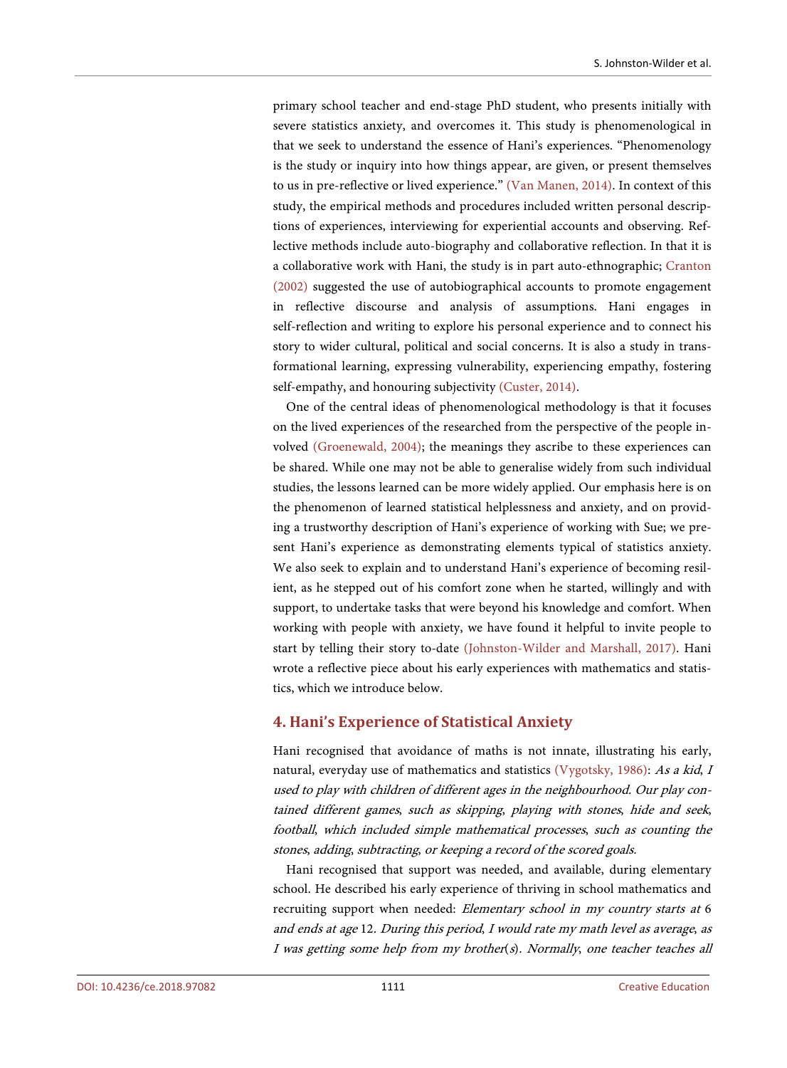primary school teacher and end-stage PhD student, who presents initially with severe statistics anxiety, and overcomes it. This study is phenomenological in that we seek to understand the essence of Hani's experiences. "Phenomenology is the study or inquiry into how things appear, are given, or present themselves to us in pre-reflective or lived experience." (Van Manen, 2014). In context of this study, the empirical methods and procedures included written personal descriptions of experiences, interviewing for experiential accounts and observing. Reflective methods include auto-biography and collaborative reflection. In that it is a collaborative work with Hani, the study is in part auto-ethnographic; Cranton (2002) suggested the use of autobiographical accounts to promote engagement in reflective discourse and analysis of assumptions. Hani engages in self-reflection and writing to explore his personal experience and to connect his story to wider cultural, political and social concerns. It is also a study in transformational learning, expressing vulnerability, experiencing empathy, fostering self-empathy, and honouring subjectivity (Custer, 2014).

One of the central ideas of phenomenological methodology is that it focuses on the lived experiences of the researched from the perspective of the people involved (Groenewald, 2004); the meanings they ascribe to these experiences can be shared. While one may not be able to generalise widely from such individual studies, the lessons learned can be more widely applied. Our emphasis here is on the phenomenon of learned statistical helplessness and anxiety, and on providing a trustworthy description of Hani's experience of working with Sue; we present Hani's experience as demonstrating elements typical of statistics anxiety. We also seek to explain and to understand Hani's experience of becoming resilient, as he stepped out of his comfort zone when he started, willingly and with support, to undertake tasks that were beyond his knowledge and comfort. When working with people with anxiety, we have found it helpful to invite people to start by telling their story to-date (Johnston-Wilder and Marshall, 2017). Hani wrote a reflective piece about his early experiences with mathematics and statistics, which we introduce below.

## 4. Hani's Experience of Statistical Anxiety

Hani recognised that avoidance of maths is not innate, illustrating his early, natural, everyday use of mathematics and statistics (Vygotsky, 1986): *As a kid, I used to play with children of different ages in the neighbourhood. Our play contained different games, such as skipping, playing with stones, hide and seek, football, which included simple mathematical processes, such as counting the stones, adding, subtracting, or keeping a record of the scored goals.*

Hani recognised that support was needed, and available, during elementary school. He described his early experience of thriving in school mathematics and recruiting support when needed: *Elementary school in my country starts at 6 and ends at age 12. During this period, I would rate my math level as average, as I was getting some help from my brother(s). Normally, one teacher teaches all*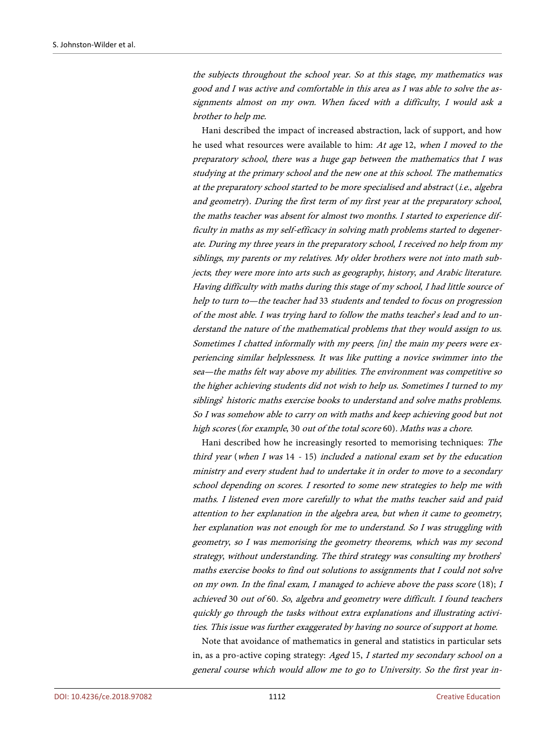*the subjects throughout the school year. So at this stage, my mathematics was good and I was active and comfortable in this area as I was able to solve the assignments almost on my own. When faced with a difficulty, I would ask a brother to help me.*

Hani described the impact of increased abstraction, lack of support, and how he used what resources were available to him: *At age* 12, *when I moved to the preparatory school, there was a huge gap between the mathematics that I was studying at the primary school and the new one at this school. The mathematics at the preparatory school started to be more specialised and abstract* (*i.e., algebra and geometry*). *During the first term of my first year at the preparatory school, the maths teacher was absent for almost two months. I started to experience difficulty in maths as my self-efficacy in solving math problems started to degenerate. During my three years in the preparatory school, I received no help from my siblings, my parents or my relatives. My older brothers were not into math subjects; they were more into arts such as geography, history, and Arabic literature. Having difficulty with maths during this stage of my school, I had little source of help to turn to—the teacher had* 33 *students and tended to focus on progression of the most able. I was trying hard to follow the maths teacher's lead and to understand the nature of the mathematical problems that they would assign to us. Sometimes I chatted informally with my peers; [in] the main my peers were experiencing similar helplessness. It was like putting a novice swimmer into the sea—the maths felt way above my abilities. The environment was competitive so the higher achieving students did not wish to help us. Sometimes I turned to my siblings' historic maths exercise books to understand and solve maths problems. So I was somehow able to carry on with maths and keep achieving good but not high scores* (*for example,* 30 *out of the total score* 60). *Maths was a chore.*

Hani described how he increasingly resorted to memorising techniques: *The third year* (*when I was* 14 - 15) *included a national exam set by the education ministry and every student had to undertake it in order to move to a secondary school depending on scores. I resorted to some new strategies to help me with maths. I listened even more carefully to what the maths teacher said and paid attention to her explanation in the algebra area, but when it came to geometry, her explanation was not enough for me to understand. So I was struggling with geometry, so I was memorising the geometry theorems, which was my second strategy, without understanding. The third strategy was consulting my brothers' maths exercise books to find out solutions to assignments that I could not solve on my own. In the final exam, I managed to achieve above the pass score* (18); *I achieved* 30 *out of* 60. *So, algebra and geometry were difficult. I found teachers quickly go through the tasks without extra explanations and illustrating activities. This issue was further exaggerated by having no source of support at home.*

Note that avoidance of mathematics in general and statistics in particular sets in, as a pro-active coping strategy: *Aged* 15, *I started my secondary school on a general course which would allow me to go to University. So the first year in-*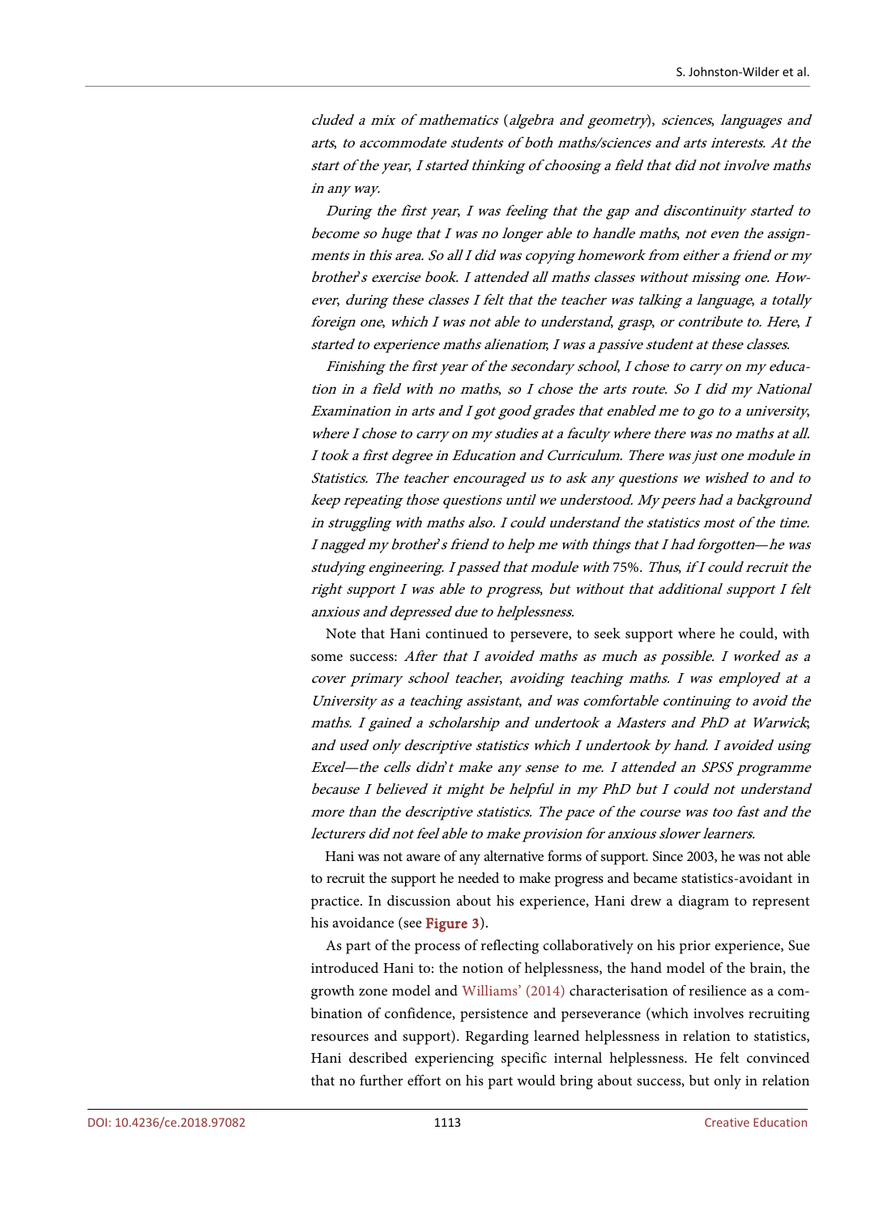*cluded a mix of mathematics (algebra and geometry), sciences, languages and arts, to accommodate students of both maths/sciences and arts interests. At the start of the year, I started thinking of choosing a field that did not involve maths in any way.*

*During the first year, I was feeling that the gap and discontinuity started to become so huge that I was no longer able to handle maths, not even the assignments in this area. So all I did was copying homework from either a friend or my brother's exercise book. I attended all maths classes without missing one. However, during these classes I felt that the teacher was talking a language, a totally foreign one, which I was not able to understand, grasp, or contribute to. Here, I started to experience maths alienation; I was a passive student at these classes.*

*Finishing the first year of the secondary school, I chose to carry on my education in a field with no maths, so I chose the arts route. So I did my National Examination in arts and I got good grades that enabled me to go to a university, where I chose to carry on my studies at a faculty where there was no maths at all. I took a first degree in Education and Curriculum. There was just one module in Statistics. The teacher encouraged us to ask any questions we wished to and to keep repeating those questions until we understood. My peers had a background in struggling with maths also. I could understand the statistics most of the time. I nagged my brother's friend to help me with things that I had forgotten—he was studying engineering. I passed that module with* 75%*. Thus, if I could recruit the right support I was able to progress, but without that additional support I felt anxious and depressed due to helplessness.*

Note that Hani continued to persevere, to seek support where he could, with some success: *After that I avoided maths as much as possible. I worked as a cover primary school teacher, avoiding teaching maths. I was employed at a University as a teaching assistant, and was comfortable continuing to avoid the maths. I gained a scholarship and undertook a Masters and PhD at Warwick; and used only descriptive statistics which I undertook by hand. I avoided using Excel—the cells didn't make any sense to me. I attended an SPSS programme because I believed it might be helpful in my PhD but I could not understand more than the descriptive statistics. The pace of the course was too fast and the lecturers did not feel able to make provision for anxious slower learners.*

Hani was not aware of any alternative forms of support. Since 2003, he was not able to recruit the support he needed to make progress and became statistics-avoidant in practice. In discussion about his experience, Hani drew a diagram to represent his avoidance (see **Figure 3**).

As part of the process of reflecting collaboratively on his prior experience, Sue introduced Hani to: the notion of helplessness, the hand model of the brain, the growth zone model and Williams' (2014) characterisation of resilience as a combination of confidence, persistence and perseverance (which involves recruiting resources and support). Regarding learned helplessness in relation to statistics, Hani described experiencing specific internal helplessness. He felt convinced that no further effort on his part would bring about success, but only in relation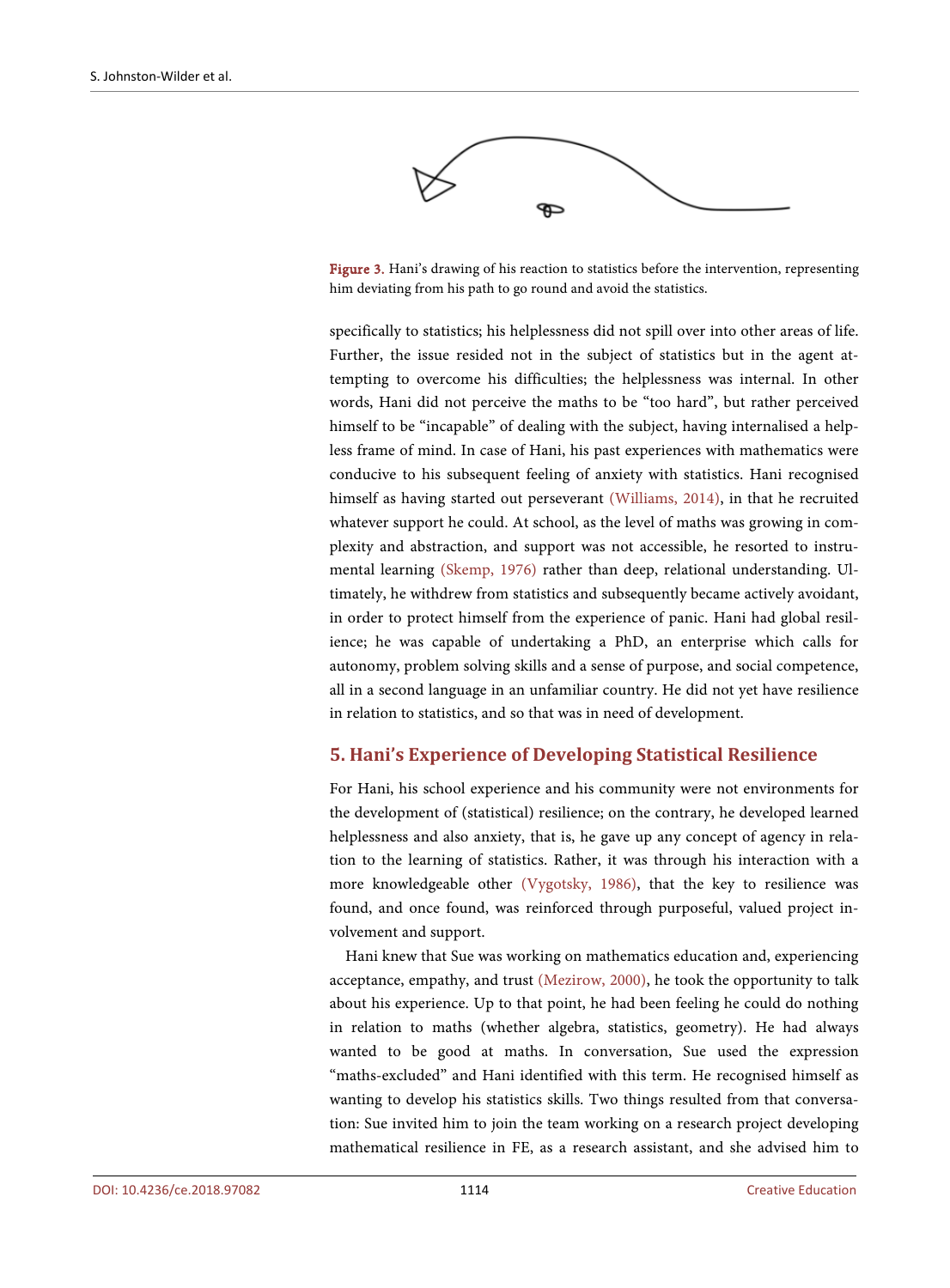Figure 3. Hani's drawing of his reaction to statistics before the intervention, representing him deviating from his path to go round and avoid the statistics.

specifically to statistics; his helplessness did not spill over into other areas of life. Further, the issue resided not in the subject of statistics but in the agent attempting to overcome his difficulties; the helplessness was internal. In other words, Hani did not perceive the maths to be "too hard", but rather perceived himself to be "incapable" of dealing with the subject, having internalised a helpless frame of mind. In case of Hani, his past experiences with mathematics were conducive to his subsequent feeling of anxiety with statistics. Hani recognised himself as having started out perseverant (Williams, 2014), in that he recruited whatever support he could. At school, as the level of maths was growing in complexity and abstraction, and support was not accessible, he resorted to instrumental learning (Skemp, 1976) rather than deep, relational understanding. Ultimately, he withdrew from statistics and subsequently became actively avoidant, in order to protect himself from the experience of panic. Hani had global resilience; he was capable of undertaking a PhD, an enterprise which calls for autonomy, problem solving skills and a sense of purpose, and social competence, all in a second language in an unfamiliar country. He did not yet have resilience in relation to statistics, and so that was in need of development.

## 5. Hani's Experience of Developing Statistical Resilience

For Hani, his school experience and his community were not environments for the development of (statistical) resilience; on the contrary, he developed learned helplessness and also anxiety, that is, he gave up any concept of agency in relation to the learning of statistics. Rather, it was through his interaction with a more knowledgeable other (Vygotsky, 1986), that the key to resilience was found, and once found, was reinforced through purposeful, valued project involvement and support.

Hani knew that Sue was working on mathematics education and, experiencing acceptance, empathy, and trust (Mezirow, 2000), he took the opportunity to talk about his experience. Up to that point, he had been feeling he could do nothing in relation to maths (whether algebra, statistics, geometry). He had always wanted to be good at maths. In conversation, Sue used the expression "maths-excluded" and Hani identified with this term. He recognised himself as wanting to develop his statistics skills. Two things resulted from that conversation: Sue invited him to join the team working on a research project developing mathematical resilience in FE, as a research assistant, and she advised him to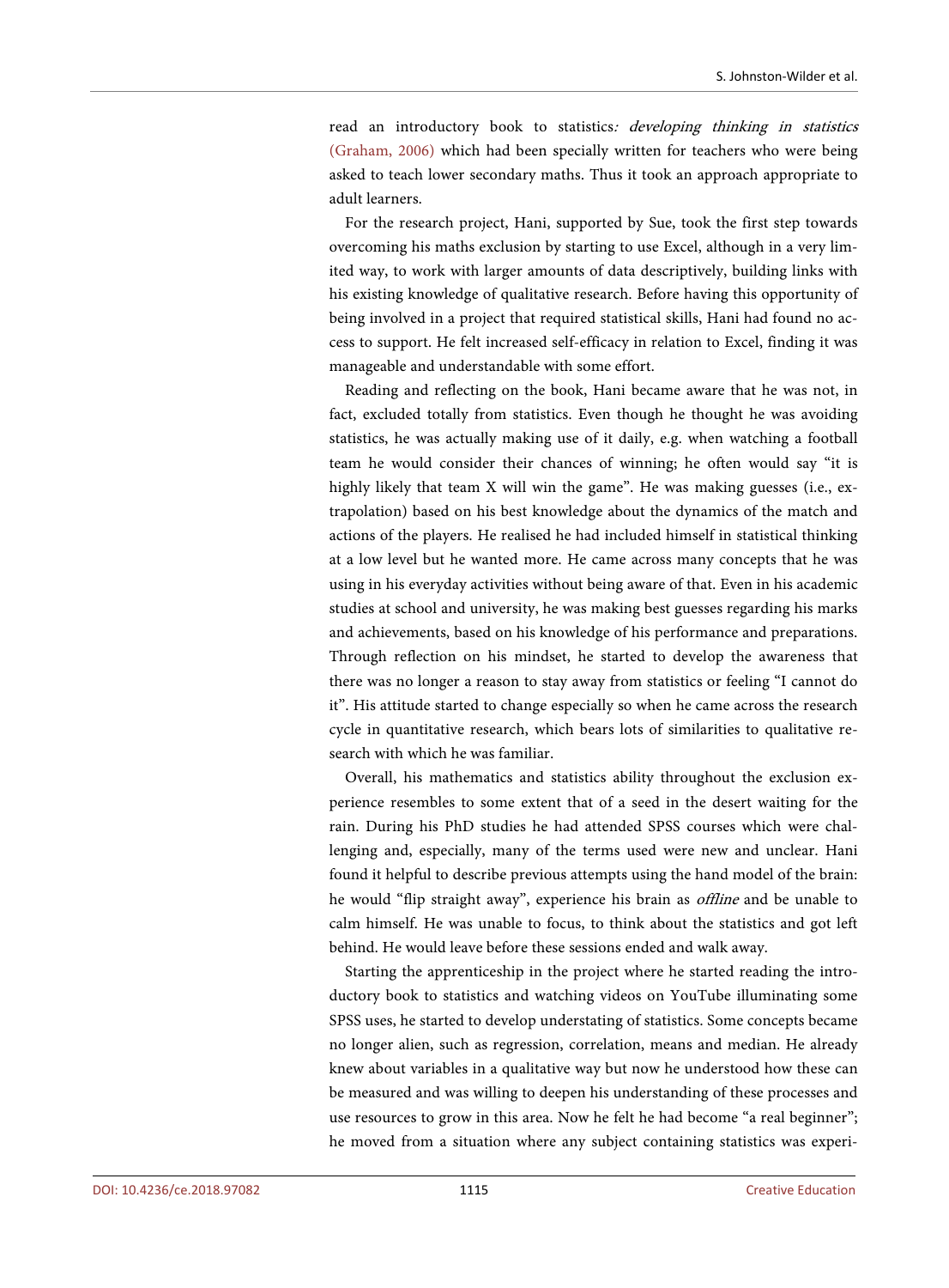read an introductory book to statistics*: developing thinking in statistics* (Graham, 2006) which had been specially written for teachers who were being asked to teach lower secondary maths. Thus it took an approach appropriate to adult learners.

For the research project, Hani, supported by Sue, took the first step towards overcoming his maths exclusion by starting to use Excel, although in a very limited way, to work with larger amounts of data descriptively, building links with his existing knowledge of qualitative research. Before having this opportunity of being involved in a project that required statistical skills, Hani had found no access to support. He felt increased self-efficacy in relation to Excel, finding it was manageable and understandable with some effort.

Reading and reflecting on the book, Hani became aware that he was not, in fact, excluded totally from statistics. Even though he thought he was avoiding statistics, he was actually making use of it daily, e.g. when watching a football team he would consider their chances of winning; he often would say "it is highly likely that team X will win the game". He was making guesses (i.e., extrapolation) based on his best knowledge about the dynamics of the match and actions of the players. He realised he had included himself in statistical thinking at a low level but he wanted more. He came across many concepts that he was using in his everyday activities without being aware of that. Even in his academic studies at school and university, he was making best guesses regarding his marks and achievements, based on his knowledge of his performance and preparations. Through reflection on his mindset, he started to develop the awareness that there was no longer a reason to stay away from statistics or feeling "I cannot do it". His attitude started to change especially so when he came across the research cycle in quantitative research, which bears lots of similarities to qualitative research with which he was familiar.

Overall, his mathematics and statistics ability throughout the exclusion experience resembles to some extent that of a seed in the desert waiting for the rain. During his PhD studies he had attended SPSS courses which were challenging and, especially, many of the terms used were new and unclear. Hani found it helpful to describe previous attempts using the hand model of the brain: he would "flip straight away", experience his brain as *offline* and be unable to calm himself. He was unable to focus, to think about the statistics and got left behind. He would leave before these sessions ended and walk away.

Starting the apprenticeship in the project where he started reading the introductory book to statistics and watching videos on YouTube illuminating some SPSS uses, he started to develop understating of statistics. Some concepts became no longer alien, such as regression, correlation, means and median. He already knew about variables in a qualitative way but now he understood how these can be measured and was willing to deepen his understanding of these processes and use resources to grow in this area. Now he felt he had become "a real beginner"; he moved from a situation where any subject containing statistics was experi-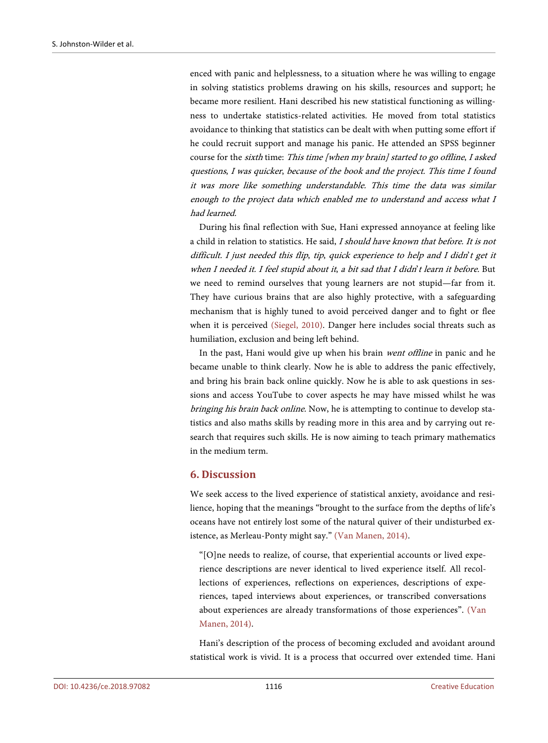enced with panic and helplessness, to a situation where he was willing to engage in solving statistics problems drawing on his skills, resources and support; he became more resilient. Hani described his new statistical functioning as willingness to undertake statistics-related activities. He moved from total statistics avoidance to thinking that statistics can be dealt with when putting some effort if he could recruit support and manage his panic. He attended an SPSS beginner course for the *sixth* time: *This time [when my brain] started to go offline, I asked questions, I was quicker, because of the book and the project. This time I found it was more like something understandable. This time the data was similar enough to the project data which enabled me to understand and access what I had learned.*

During his final reflection with Sue, Hani expressed annoyance at feeling like a child in relation to statistics. He said, *I should have known that before. It is not difficult. I just needed this flip, tip, quick experience to help and I didn't get it when I needed it. I feel stupid about it, a bit sad that I didn't learn it before.* But we need to remind ourselves that young learners are not stupid—far from it. They have curious brains that are also highly protective, with a safeguarding mechanism that is highly tuned to avoid perceived danger and to fight or flee when it is perceived (Siegel, 2010). Danger here includes social threats such as humiliation, exclusion and being left behind.

In the past, Hani would give up when his brain *went offline* in panic and he became unable to think clearly. Now he is able to address the panic effectively, and bring his brain back online quickly. Now he is able to ask questions in sessions and access YouTube to cover aspects he may have missed whilst he was *bringing his brain back online*. Now, he is attempting to continue to develop statistics and also maths skills by reading more in this area and by carrying out research that requires such skills. He is now aiming to teach primary mathematics in the medium term.

## 6. Discussion

We seek access to the lived experience of statistical anxiety, avoidance and resilience, hoping that the meanings "brought to the surface from the depths of life's oceans have not entirely lost some of the natural quiver of their undisturbed existence, as Merleau-Ponty might say." (Van Manen, 2014).

> "[O]ne needs to realize, of course, that experiential accounts or lived experience descriptions are never identical to lived experience itself. All recollections of experiences, reflections on experiences, descriptions of experiences, taped interviews about experiences, or transcribed conversations about experiences are already transformations of those experiences". (Van Manen, 2014).

Hani's description of the process of becoming excluded and avoidant around statistical work is vivid. It is a process that occurred over extended time. Hani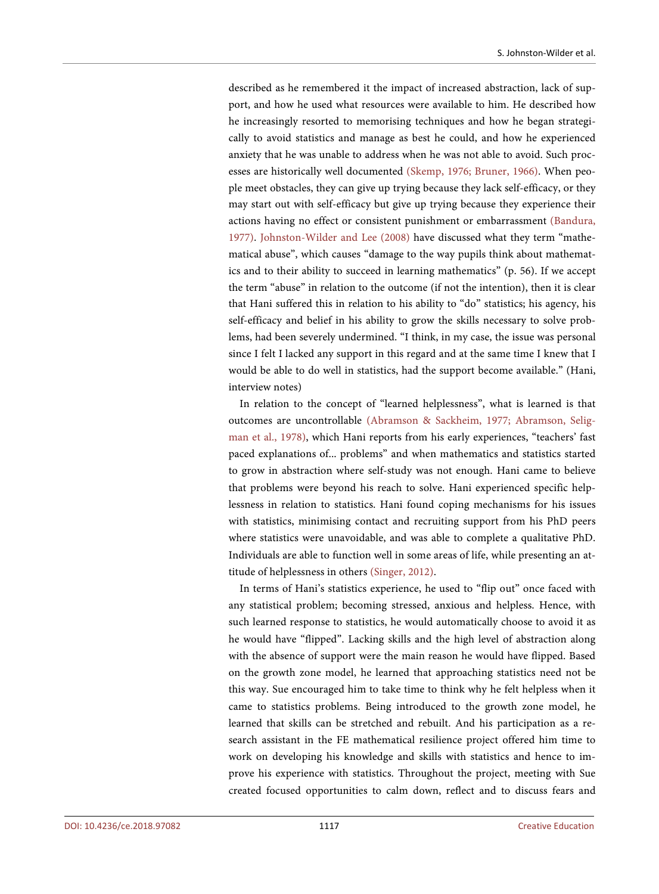described as he remembered it the impact of increased abstraction, lack of support, and how he used what resources were available to him. He described how he increasingly resorted to memorising techniques and how he began strategically to avoid statistics and manage as best he could, and how he experienced anxiety that he was unable to address when he was not able to avoid. Such processes are historically well documented (Skemp, 1976; Bruner, 1966). When people meet obstacles, they can give up trying because they lack self-efficacy, or they may start out with self-efficacy but give up trying because they experience their actions having no effect or consistent punishment or embarrassment (Bandura, 1977). Johnston-Wilder and Lee (2008) have discussed what they term "mathematical abuse", which causes "damage to the way pupils think about mathematics and to their ability to succeed in learning mathematics" (p. 56). If we accept the term "abuse" in relation to the outcome (if not the intention), then it is clear that Hani suffered this in relation to his ability to "do" statistics; his agency, his self-efficacy and belief in his ability to grow the skills necessary to solve problems, had been severely undermined. "I think, in my case, the issue was personal since I felt I lacked any support in this regard and at the same time I knew that I would be able to do well in statistics, had the support become available." (Hani, interview notes)

In relation to the concept of "learned helplessness", what is learned is that outcomes are uncontrollable (Abramson & Sackheim, 1977; Abramson, Seligman et al., 1978), which Hani reports from his early experiences, "teachers' fast paced explanations of... problems" and when mathematics and statistics started to grow in abstraction where self-study was not enough. Hani came to believe that problems were beyond his reach to solve. Hani experienced specific helplessness in relation to statistics. Hani found coping mechanisms for his issues with statistics, minimising contact and recruiting support from his PhD peers where statistics were unavoidable, and was able to complete a qualitative PhD. Individuals are able to function well in some areas of life, while presenting an attitude of helplessness in others (Singer, 2012).

In terms of Hani's statistics experience, he used to "flip out" once faced with any statistical problem; becoming stressed, anxious and helpless. Hence, with such learned response to statistics, he would automatically choose to avoid it as he would have "flipped". Lacking skills and the high level of abstraction along with the absence of support were the main reason he would have flipped. Based on the growth zone model, he learned that approaching statistics need not be this way. Sue encouraged him to take time to think why he felt helpless when it came to statistics problems. Being introduced to the growth zone model, he learned that skills can be stretched and rebuilt. And his participation as a research assistant in the FE mathematical resilience project offered him time to work on developing his knowledge and skills with statistics and hence to improve his experience with statistics. Throughout the project, meeting with Sue created focused opportunities to calm down, reflect and to discuss fears and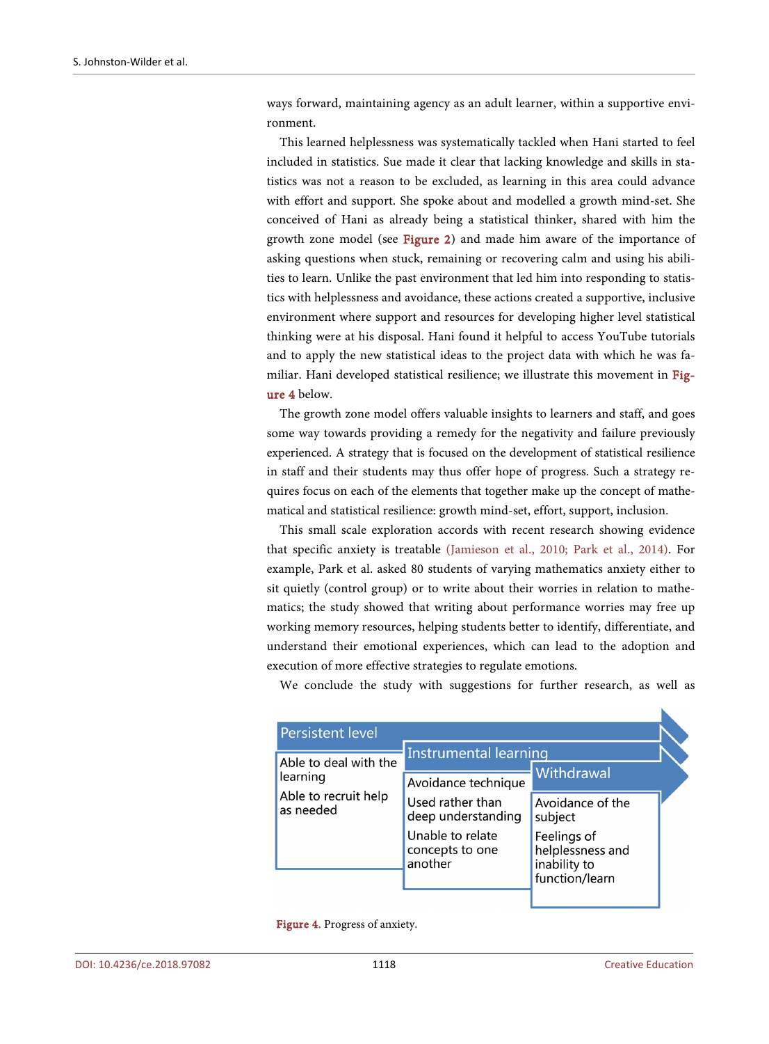ways forward, maintaining agency as an adult learner, within a supportive environment.

This learned helplessness was systematically tackled when Hani started to feel included in statistics. Sue made it clear that lacking knowledge and skills in statistics was not a reason to be excluded, as learning in this area could advance with effort and support. She spoke about and modelled a growth mind-set. She conceived of Hani as already being a statistical thinker, shared with him the growth zone model (see Figure 2) and made him aware of the importance of asking questions when stuck, remaining or recovering calm and using his abilities to learn. Unlike the past environment that led him into responding to statistics with helplessness and avoidance, these actions created a supportive, inclusive environment where support and resources for developing higher level statistical thinking were at his disposal. Hani found it helpful to access YouTube tutorials and to apply the new statistical ideas to the project data with which he was familiar. Hani developed statistical resilience; we illustrate this movement in Figure 4 below.

The growth zone model offers valuable insights to learners and staff, and goes some way towards providing a remedy for the negativity and failure previously experienced. A strategy that is focused on the development of statistical resilience in staff and their students may thus offer hope of progress. Such a strategy requires focus on each of the elements that together make up the concept of mathematical and statistical resilience: growth mind-set, effort, support, inclusion.

This small scale exploration accords with recent research showing evidence that specific anxiety is treatable (Jamieson et al., 2010; Park et al., 2014). For example, Park et al. asked 80 students of varying mathematics anxiety either to sit quietly (control group) or to write about their worries in relation to mathematics; the study showed that writing about performance worries may free up working memory resources, helping students better to identify, differentiate, and understand their emotional experiences, which can lead to the adoption and execution of more effective strategies to regulate emotions.

We conclude the study with suggestions for further research, as well as

| Persistent level | Instrumental learning | Withdrawal |
|---|---|---|
| Able to deal with the learning<br>Able to recruit help as needed | Avoidance technique<br>Used rather than deep understanding<br>Unable to relate concepts to one another | Avoidance of the subject<br>Feelings of helplessness and inability to function/learn |

Figure 4. Progress of anxiety.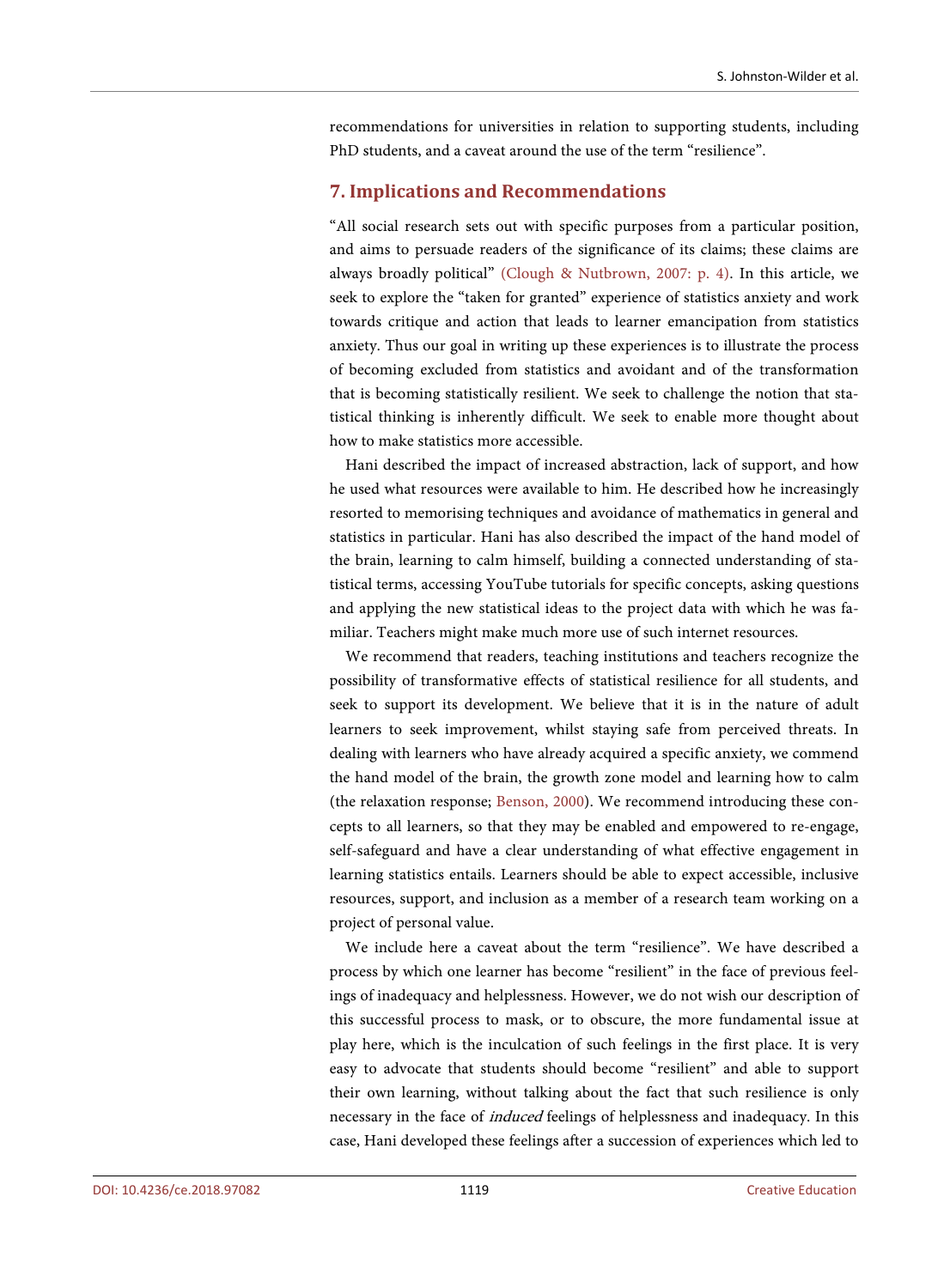recommendations for universities in relation to supporting students, including PhD students, and a caveat around the use of the term "resilience".

## 7. Implications and Recommendations

"All social research sets out with specific purposes from a particular position, and aims to persuade readers of the significance of its claims; these claims are always broadly political" (Clough & Nutbrown, 2007: p. 4). In this article, we seek to explore the "taken for granted" experience of statistics anxiety and work towards critique and action that leads to learner emancipation from statistics anxiety. Thus our goal in writing up these experiences is to illustrate the process of becoming excluded from statistics and avoidant and of the transformation that is becoming statistically resilient. We seek to challenge the notion that statistical thinking is inherently difficult. We seek to enable more thought about how to make statistics more accessible.

Hani described the impact of increased abstraction, lack of support, and how he used what resources were available to him. He described how he increasingly resorted to memorising techniques and avoidance of mathematics in general and statistics in particular. Hani has also described the impact of the hand model of the brain, learning to calm himself, building a connected understanding of statistical terms, accessing YouTube tutorials for specific concepts, asking questions and applying the new statistical ideas to the project data with which he was familiar. Teachers might make much more use of such internet resources.

We recommend that readers, teaching institutions and teachers recognize the possibility of transformative effects of statistical resilience for all students, and seek to support its development. We believe that it is in the nature of adult learners to seek improvement, whilst staying safe from perceived threats. In dealing with learners who have already acquired a specific anxiety, we commend the hand model of the brain, the growth zone model and learning how to calm (the relaxation response; Benson, 2000). We recommend introducing these concepts to all learners, so that they may be enabled and empowered to re-engage, self-safeguard and have a clear understanding of what effective engagement in learning statistics entails. Learners should be able to expect accessible, inclusive resources, support, and inclusion as a member of a research team working on a project of personal value.

We include here a caveat about the term "resilience". We have described a process by which one learner has become "resilient" in the face of previous feelings of inadequacy and helplessness. However, we do not wish our description of this successful process to mask, or to obscure, the more fundamental issue at play here, which is the inculcation of such feelings in the first place. It is very easy to advocate that students should become "resilient" and able to support their own learning, without talking about the fact that such resilience is only necessary in the face of *induced* feelings of helplessness and inadequacy. In this case, Hani developed these feelings after a succession of experiences which led to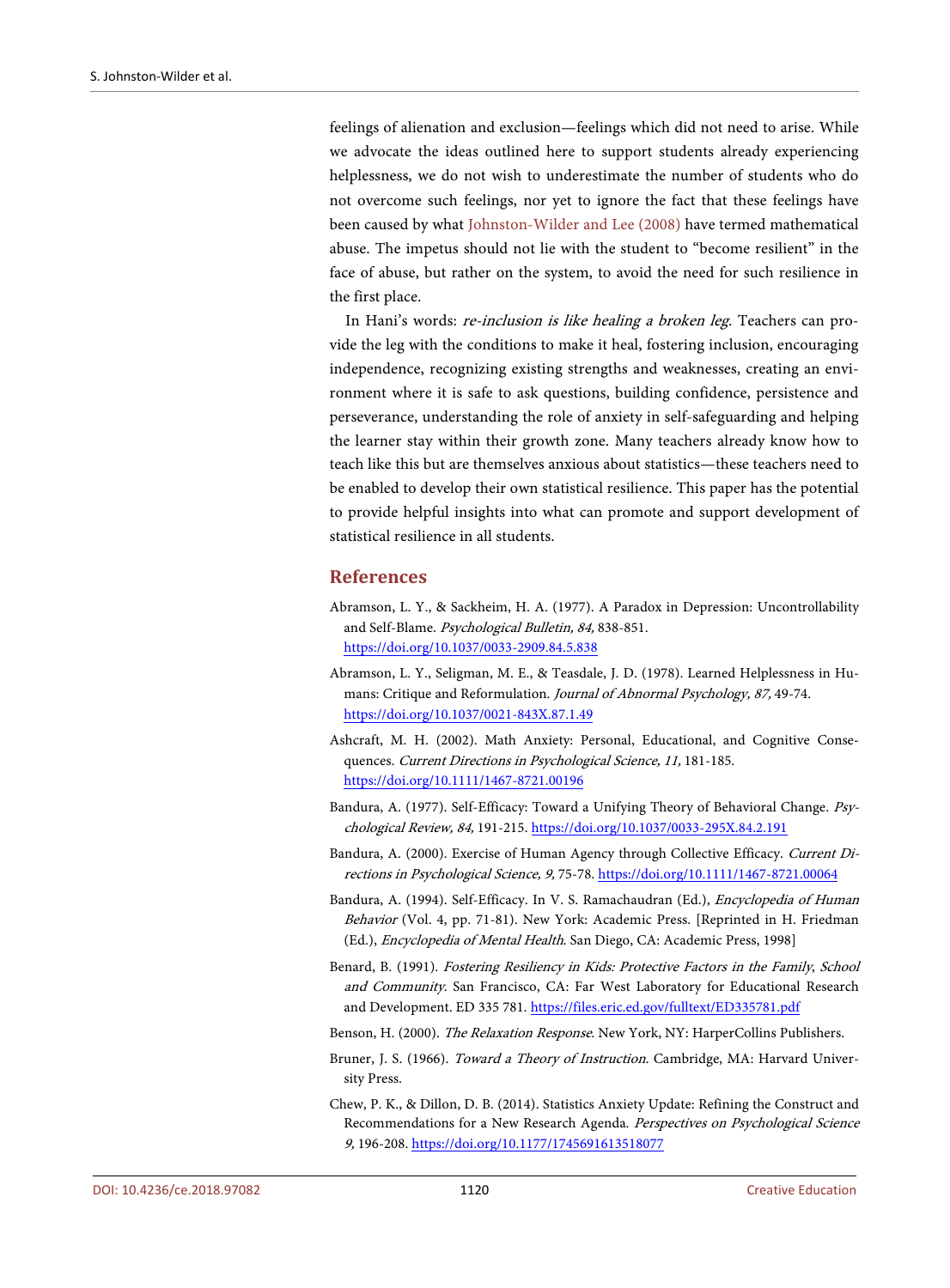feelings of alienation and exclusion—feelings which did not need to arise. While we advocate the ideas outlined here to support students already experiencing helplessness, we do not wish to underestimate the number of students who do not overcome such feelings, nor yet to ignore the fact that these feelings have been caused by what Johnston-Wilder and Lee (2008) have termed mathematical abuse. The impetus should not lie with the student to "become resilient" in the face of abuse, but rather on the system, to avoid the need for such resilience in the first place.

In Hani's words: *re-inclusion is like healing a broken leg*. Teachers can provide the leg with the conditions to make it heal, fostering inclusion, encouraging independence, recognizing existing strengths and weaknesses, creating an environment where it is safe to ask questions, building confidence, persistence and perseverance, understanding the role of anxiety in self-safeguarding and helping the learner stay within their growth zone. Many teachers already know how to teach like this but are themselves anxious about statistics—these teachers need to be enabled to develop their own statistical resilience. This paper has the potential to provide helpful insights into what can promote and support development of statistical resilience in all students.

## References

Abramson, L. Y., & Sackheim, H. A. (1977). A Paradox in Depression: Uncontrollability and Self-Blame. *Psychological Bulletin, 84,* 838-851. https://doi.org/10.1037/0033-2909.84.5.838

Abramson, L. Y., Seligman, M. E., & Teasdale, J. D. (1978). Learned Helplessness in Humans: Critique and Reformulation. *Journal of Abnormal Psychology, 87,* 49-74. https://doi.org/10.1037/0021-843X.87.1.49

Ashcraft, M. H. (2002). Math Anxiety: Personal, Educational, and Cognitive Consequences. *Current Directions in Psychological Science, 11,* 181-185. https://doi.org/10.1111/1467-8721.00196

Bandura, A. (1977). Self-Efficacy: Toward a Unifying Theory of Behavioral Change. *Psychological Review, 84,* 191-215. https://doi.org/10.1037/0033-295X.84.2.191

Bandura, A. (2000). Exercise of Human Agency through Collective Efficacy. *Current Directions in Psychological Science, 9,* 75-78. https://doi.org/10.1111/1467-8721.00064

Bandura, A. (1994). Self-Efficacy. In V. S. Ramachaudran (Ed.), *Encyclopedia of Human Behavior* (Vol. 4, pp. 71-81). New York: Academic Press. [Reprinted in H. Friedman (Ed.), *Encyclopedia of Mental Health*. San Diego, CA: Academic Press, 1998]

Benard, B. (1991). *Fostering Resiliency in Kids: Protective Factors in the Family, School and Community.* San Francisco, CA: Far West Laboratory for Educational Research and Development. ED 335 781. https://files.eric.ed.gov/fulltext/ED335781.pdf

Benson, H. (2000). *The Relaxation Response*. New York, NY: HarperCollins Publishers.

Bruner, J. S. (1966). *Toward a Theory of Instruction*. Cambridge, MA: Harvard University Press.

Chew, P. K., & Dillon, D. B. (2014). Statistics Anxiety Update: Refining the Construct and Recommendations for a New Research Agenda. *Perspectives on Psychological Science 9,* 196-208. https://doi.org/10.1177/1745691613518077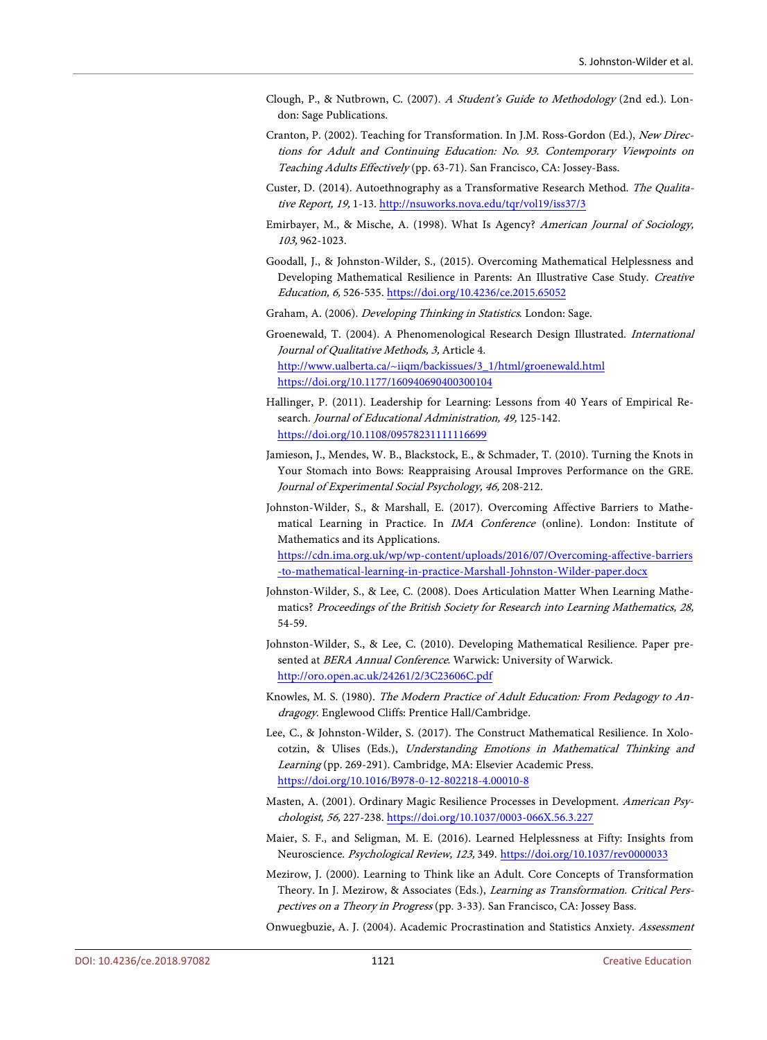Clough, P., & Nutbrown, C. (2007). *A Student's Guide to Methodology* (2nd ed.). London: Sage Publications.

Cranton, P. (2002). Teaching for Transformation. In J.M. Ross-Gordon (Ed.), *New Directions for Adult and Continuing Education: No. 93. Contemporary Viewpoints on Teaching Adults Effectively* (pp. 63-71). San Francisco, CA: Jossey-Bass.

Custer, D. (2014). Autoethnography as a Transformative Research Method. *The Qualitative Report, 19,* 1-13. http://nsuworks.nova.edu/tqr/vol19/iss37/3

Emirbayer, M., & Mische, A. (1998). What Is Agency? *American Journal of Sociology, 103,* 962-1023.

Goodall, J., & Johnston-Wilder, S., (2015). Overcoming Mathematical Helplessness and Developing Mathematical Resilience in Parents: An Illustrative Case Study. *Creative Education, 6,* 526-535. https://doi.org/10.4236/ce.2015.65052

Graham, A. (2006). *Developing Thinking in Statistics*. London: Sage.

Groenewald, T. (2004). A Phenomenological Research Design Illustrated. *International Journal of Qualitative Methods, 3,* Article 4. http://www.ualberta.ca/~iiqm/backissues/3_1/html/groenewald.html https://doi.org/10.1177/160940690400300104

Hallinger, P. (2011). Leadership for Learning: Lessons from 40 Years of Empirical Research. *Journal of Educational Administration, 49,* 125-142. https://doi.org/10.1108/09578231111116699

Jamieson, J., Mendes, W. B., Blackstock, E., & Schmader, T. (2010). Turning the Knots in Your Stomach into Bows: Reappraising Arousal Improves Performance on the GRE. *Journal of Experimental Social Psychology, 46,* 208-212.

Johnston-Wilder, S., & Marshall, E. (2017). Overcoming Affective Barriers to Mathematical Learning in Practice. In *IMA Conference* (online). London: Institute of Mathematics and its Applications. https://cdn.ima.org.uk/wp/wp-content/uploads/2016/07/Overcoming-affective-barriers-to-mathematical-learning-in-practice-Marshall-Johnston-Wilder-paper.docx

Johnston-Wilder, S., & Lee, C. (2008). Does Articulation Matter When Learning Mathematics? *Proceedings of the British Society for Research into Learning Mathematics, 28,* 54-59.

Johnston-Wilder, S., & Lee, C. (2010). Developing Mathematical Resilience. Paper presented at *BERA Annual Conference*. Warwick: University of Warwick. http://oro.open.ac.uk/24261/2/3C23606C.pdf

Knowles, M. S. (1980). *The Modern Practice of Adult Education: From Pedagogy to Andragogy*. Englewood Cliffs: Prentice Hall/Cambridge.

Lee, C., & Johnston-Wilder, S. (2017). The Construct Mathematical Resilience. In Xolocotzin, & Ulises (Eds.), *Understanding Emotions in Mathematical Thinking and Learning* (pp. 269-291). Cambridge, MA: Elsevier Academic Press. https://doi.org/10.1016/B978-0-12-802218-4.00010-8

Masten, A. (2001). Ordinary Magic Resilience Processes in Development. *American Psychologist, 56,* 227-238. https://doi.org/10.1037/0003-066X.56.3.227

Maier, S. F., and Seligman, M. E. (2016). Learned Helplessness at Fifty: Insights from Neuroscience. *Psychological Review, 123,* 349. https://doi.org/10.1037/rev0000033

Mezirow, J. (2000). Learning to Think like an Adult. Core Concepts of Transformation Theory. In J. Mezirow, & Associates (Eds.), *Learning as Transformation. Critical Perspectives on a Theory in Progress* (pp. 3-33). San Francisco, CA: Jossey Bass.

Onwuegbuzie, A. J. (2004). Academic Procrastination and Statistics Anxiety. *Assessment*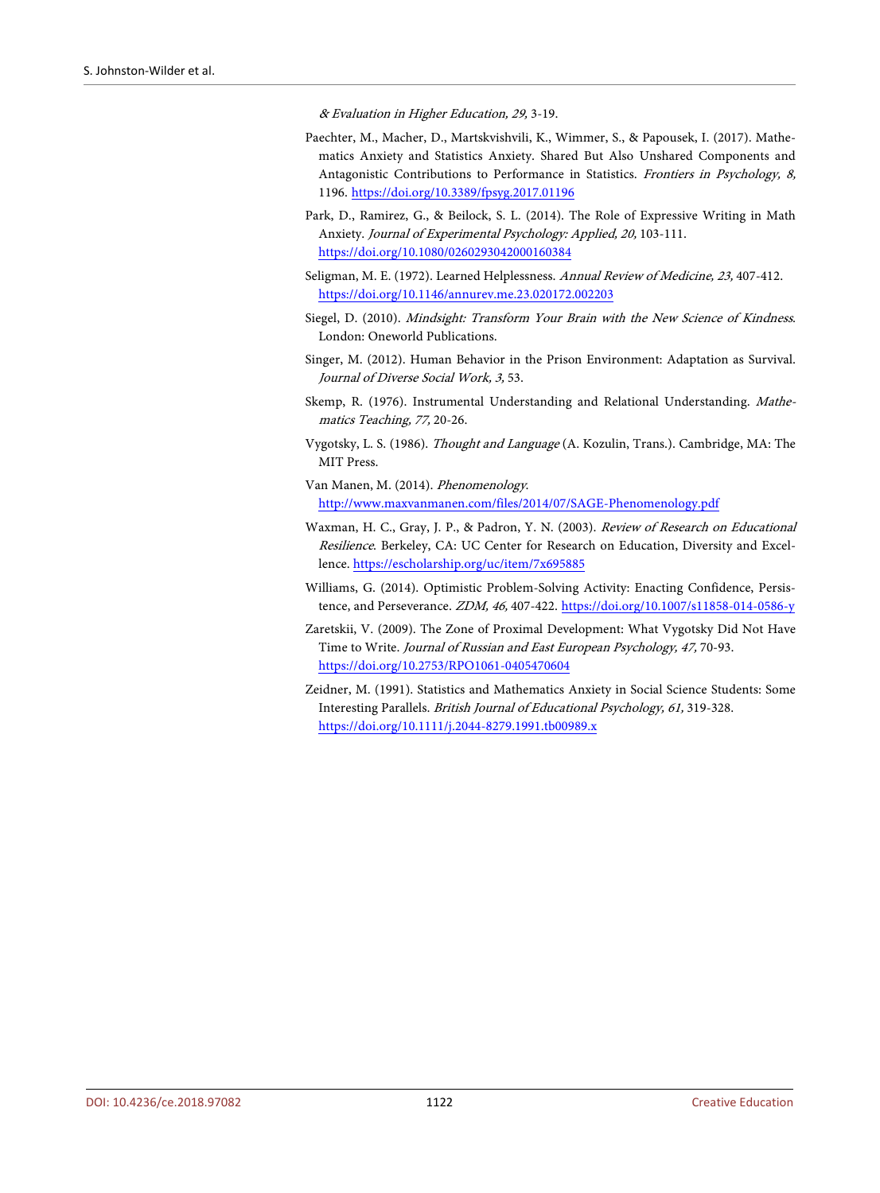*& Evaluation in Higher Education, 29,* 3-19.

Paechter, M., Macher, D., Martskvishvili, K., Wimmer, S., & Papousek, I. (2017). Mathematics Anxiety and Statistics Anxiety. Shared But Also Unshared Components and Antagonistic Contributions to Performance in Statistics. *Frontiers in Psychology, 8,* 1196. https://doi.org/10.3389/fpsyg.2017.01196

Park, D., Ramirez, G., & Beilock, S. L. (2014). The Role of Expressive Writing in Math Anxiety. *Journal of Experimental Psychology: Applied, 20,* 103-111. https://doi.org/10.1080/0260293042000160384

Seligman, M. E. (1972). Learned Helplessness. *Annual Review of Medicine, 23,* 407-412. https://doi.org/10.1146/annurev.me.23.020172.002203

Siegel, D. (2010). *Mindsight: Transform Your Brain with the New Science of Kindness*. London: Oneworld Publications.

Singer, M. (2012). Human Behavior in the Prison Environment: Adaptation as Survival. *Journal of Diverse Social Work, 3,* 53.

Skemp, R. (1976). Instrumental Understanding and Relational Understanding. *Mathematics Teaching, 77,* 20-26.

Vygotsky, L. S. (1986). *Thought and Language* (A. Kozulin, Trans.). Cambridge, MA: The MIT Press.

Van Manen, M. (2014). *Phenomenology.* http://www.maxvanmanen.com/files/2014/07/SAGE-Phenomenology.pdf

Waxman, H. C., Gray, J. P., & Padron, Y. N. (2003). *Review of Research on Educational Resilience*. Berkeley, CA: UC Center for Research on Education, Diversity and Excellence. https://escholarship.org/uc/item/7x695885

Williams, G. (2014). Optimistic Problem-Solving Activity: Enacting Confidence, Persistence, and Perseverance. *ZDM, 46,* 407-422. https://doi.org/10.1007/s11858-014-0586-y

Zaretskii, V. (2009). The Zone of Proximal Development: What Vygotsky Did Not Have Time to Write. *Journal of Russian and East European Psychology, 47,* 70-93. https://doi.org/10.2753/RPO1061-0405470604

Zeidner, M. (1991). Statistics and Mathematics Anxiety in Social Science Students: Some Interesting Parallels. *British Journal of Educational Psychology, 61,* 319-328. https://doi.org/10.1111/j.2044-8279.1991.tb00989.x